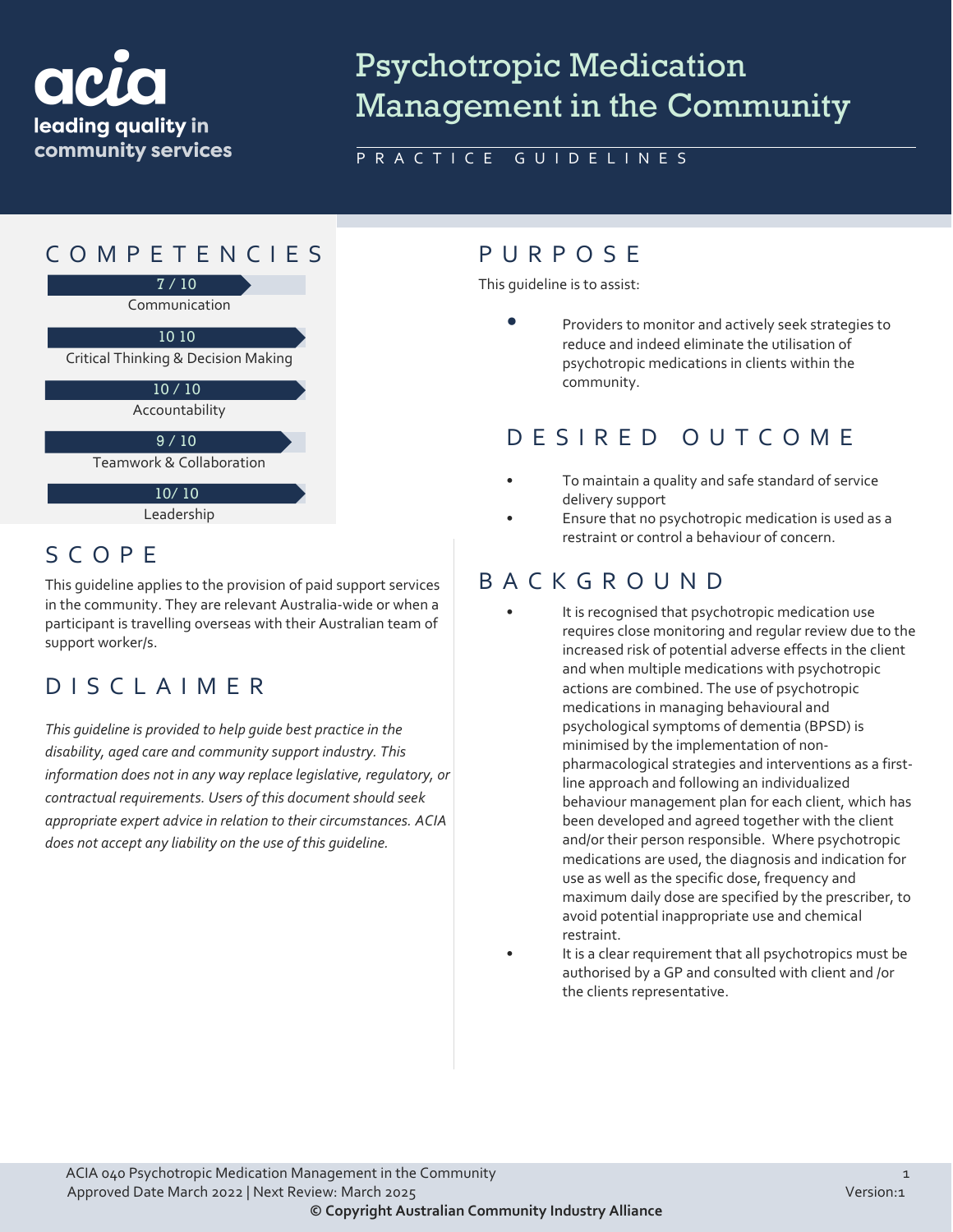acia
leading quality in community services

# Psychotropic Medication Management in the Community

PRACTICE GUIDELINES

## COMPETENCIES

7 / 10
Communication

10 10
Critical Thinking & Decision Making

10 / 10
Accountability

9 / 10
Teamwork & Collaboration

10/ 10
Leadership

## SCOPE

This guideline applies to the provision of paid support services in the community. They are relevant Australia-wide or when a participant is travelling overseas with their Australian team of support worker/s.

## DISCLAIMER

*This guideline is provided to help guide best practice in the disability, aged care and community support industry. This information does not in any way replace legislative, regulatory, or contractual requirements. Users of this document should seek appropriate expert advice in relation to their circumstances. ACIA does not accept any liability on the use of this guideline.*

## PURPOSE

This guideline is to assist:

- Providers to monitor and actively seek strategies to reduce and indeed eliminate the utilisation of psychotropic medications in clients within the community.

## DESIRED OUTCOME

- To maintain a quality and safe standard of service delivery support
- Ensure that no psychotropic medication is used as a restraint or control a behaviour of concern.

## BACKGROUND

- It is recognised that psychotropic medication use requires close monitoring and regular review due to the increased risk of potential adverse effects in the client and when multiple medications with psychotropic actions are combined. The use of psychotropic medications in managing behavioural and psychological symptoms of dementia (BPSD) is minimised by the implementation of non-pharmacological strategies and interventions as a first-line approach and following an individualized behaviour management plan for each client, which has been developed and agreed together with the client and/or their person responsible. Where psychotropic medications are used, the diagnosis and indication for use as well as the specific dose, frequency and maximum daily dose are specified by the prescriber, to avoid potential inappropriate use and chemical restraint.
- It is a clear requirement that all psychotropics must be authorised by a GP and consulted with client and /or the clients representative.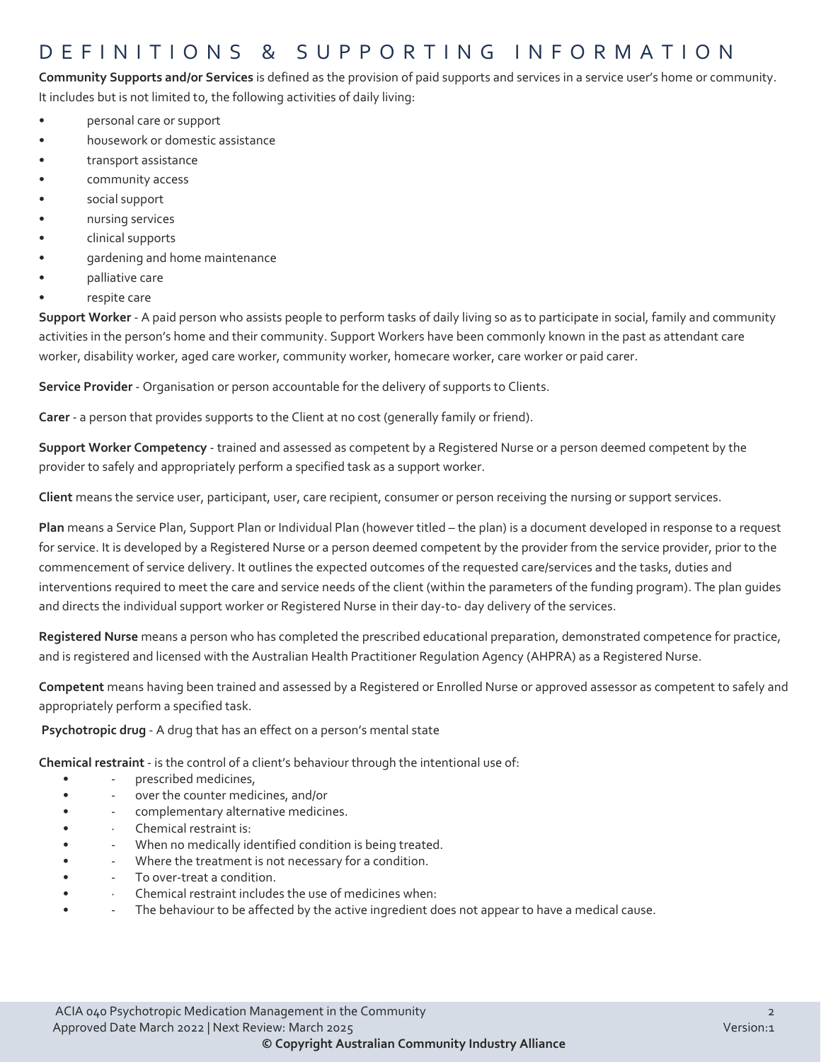# DEFINITIONS & SUPPORTING INFORMATION

**Community Supports and/or Services** is defined as the provision of paid supports and services in a service user's home or community. It includes but is not limited to, the following activities of daily living:

- personal care or support
- housework or domestic assistance
- transport assistance
- community access
- social support
- nursing services
- clinical supports
- gardening and home maintenance
- palliative care
- respite care

**Support Worker** - A paid person who assists people to perform tasks of daily living so as to participate in social, family and community activities in the person's home and their community. Support Workers have been commonly known in the past as attendant care worker, disability worker, aged care worker, community worker, homecare worker, care worker or paid carer.

**Service Provider** - Organisation or person accountable for the delivery of supports to Clients.

**Carer** - a person that provides supports to the Client at no cost (generally family or friend).

**Support Worker Competency** - trained and assessed as competent by a Registered Nurse or a person deemed competent by the provider to safely and appropriately perform a specified task as a support worker.

**Client** means the service user, participant, user, care recipient, consumer or person receiving the nursing or support services.

**Plan** means a Service Plan, Support Plan or Individual Plan (however titled – the plan) is a document developed in response to a request for service. It is developed by a Registered Nurse or a person deemed competent by the provider from the service provider, prior to the commencement of service delivery. It outlines the expected outcomes of the requested care/services and the tasks, duties and interventions required to meet the care and service needs of the client (within the parameters of the funding program). The plan guides and directs the individual support worker or Registered Nurse in their day-to- day delivery of the services.

**Registered Nurse** means a person who has completed the prescribed educational preparation, demonstrated competence for practice, and is registered and licensed with the Australian Health Practitioner Regulation Agency (AHPRA) as a Registered Nurse.

**Competent** means having been trained and assessed by a Registered or Enrolled Nurse or approved assessor as competent to safely and appropriately perform a specified task.

**Psychotropic drug** - A drug that has an effect on a person's mental state

**Chemical restraint** - is the control of a client's behaviour through the intentional use of:

- - prescribed medicines,
- - over the counter medicines, and/or
- - complementary alternative medicines.
- · Chemical restraint is:
- - When no medically identified condition is being treated.
- - Where the treatment is not necessary for a condition.
- - To over-treat a condition.
- · Chemical restraint includes the use of medicines when:
- - The behaviour to be affected by the active ingredient does not appear to have a medical cause.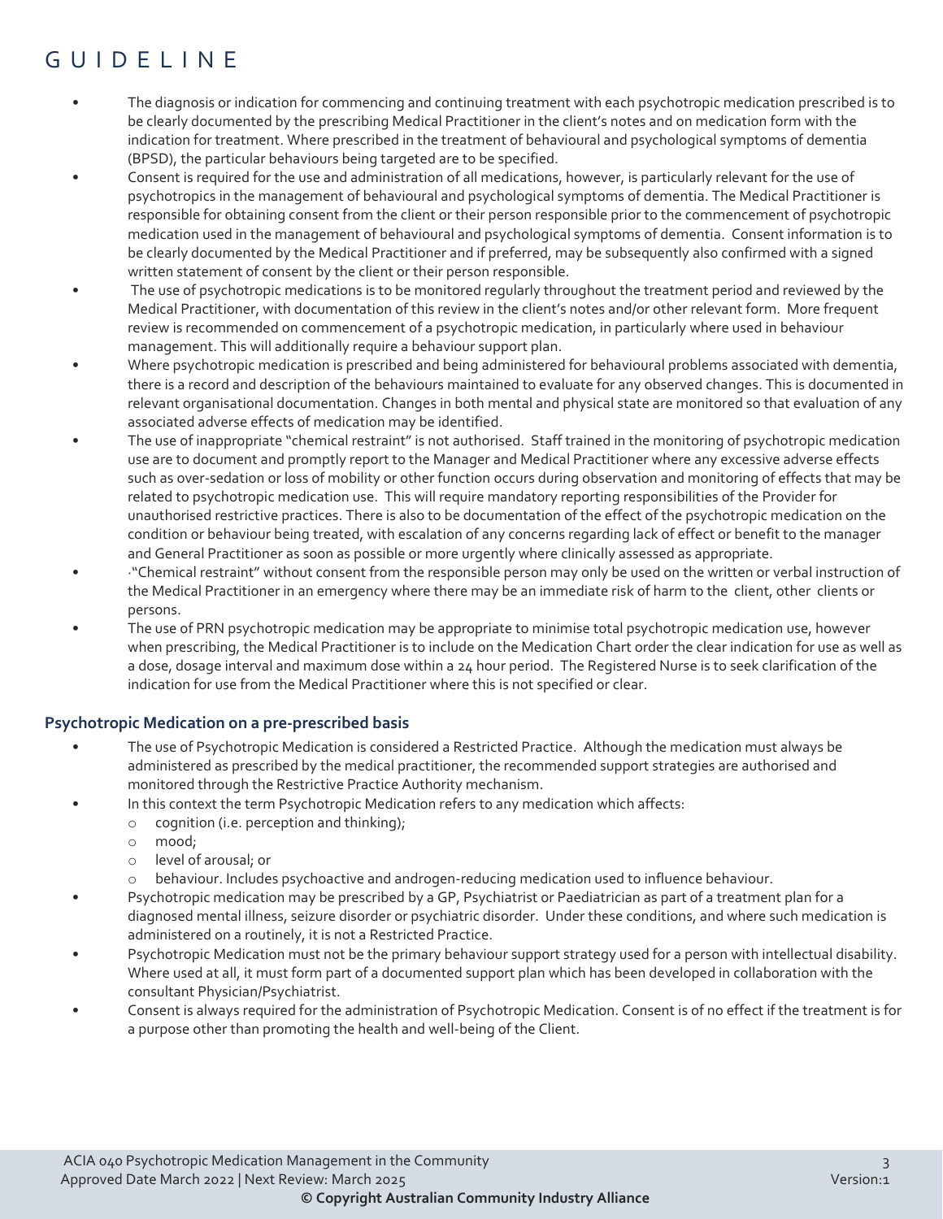- The diagnosis or indication for commencing and continuing treatment with each psychotropic medication prescribed is to be clearly documented by the prescribing Medical Practitioner in the client's notes and on medication form with the indication for treatment. Where prescribed in the treatment of behavioural and psychological symptoms of dementia (BPSD), the particular behaviours being targeted are to be specified.
- Consent is required for the use and administration of all medications, however, is particularly relevant for the use of psychotropics in the management of behavioural and psychological symptoms of dementia. The Medical Practitioner is responsible for obtaining consent from the client or their person responsible prior to the commencement of psychotropic medication used in the management of behavioural and psychological symptoms of dementia. Consent information is to be clearly documented by the Medical Practitioner and if preferred, may be subsequently also confirmed with a signed written statement of consent by the client or their person responsible.
- The use of psychotropic medications is to be monitored regularly throughout the treatment period and reviewed by the Medical Practitioner, with documentation of this review in the client's notes and/or other relevant form. More frequent review is recommended on commencement of a psychotropic medication, in particularly where used in behaviour management. This will additionally require a behaviour support plan.
- Where psychotropic medication is prescribed and being administered for behavioural problems associated with dementia, there is a record and description of the behaviours maintained to evaluate for any observed changes. This is documented in relevant organisational documentation. Changes in both mental and physical state are monitored so that evaluation of any associated adverse effects of medication may be identified.
- The use of inappropriate "chemical restraint" is not authorised. Staff trained in the monitoring of psychotropic medication use are to document and promptly report to the Manager and Medical Practitioner where any excessive adverse effects such as over-sedation or loss of mobility or other function occurs during observation and monitoring of effects that may be related to psychotropic medication use. This will require mandatory reporting responsibilities of the Provider for unauthorised restrictive practices. There is also to be documentation of the effect of the psychotropic medication on the condition or behaviour being treated, with escalation of any concerns regarding lack of effect or benefit to the manager and General Practitioner as soon as possible or more urgently where clinically assessed as appropriate.
- ·"Chemical restraint" without consent from the responsible person may only be used on the written or verbal instruction of the Medical Practitioner in an emergency where there may be an immediate risk of harm to the client, other clients or persons.
- The use of PRN psychotropic medication may be appropriate to minimise total psychotropic medication use, however when prescribing, the Medical Practitioner is to include on the Medication Chart order the clear indication for use as well as a dose, dosage interval and maximum dose within a 24 hour period. The Registered Nurse is to seek clarification of the indication for use from the Medical Practitioner where this is not specified or clear.

### Psychotropic Medication on a pre-prescribed basis

- The use of Psychotropic Medication is considered a Restricted Practice. Although the medication must always be administered as prescribed by the medical practitioner, the recommended support strategies are authorised and monitored through the Restrictive Practice Authority mechanism.
- In this context the term Psychotropic Medication refers to any medication which affects:
  - cognition (i.e. perception and thinking);
  - mood;
  - level of arousal; or
  - behaviour. Includes psychoactive and androgen-reducing medication used to influence behaviour.
- Psychotropic medication may be prescribed by a GP, Psychiatrist or Paediatrician as part of a treatment plan for a diagnosed mental illness, seizure disorder or psychiatric disorder. Under these conditions, and where such medication is administered on a routinely, it is not a Restricted Practice.
- Psychotropic Medication must not be the primary behaviour support strategy used for a person with intellectual disability. Where used at all, it must form part of a documented support plan which has been developed in collaboration with the consultant Physician/Psychiatrist.
- Consent is always required for the administration of Psychotropic Medication. Consent is of no effect if the treatment is for a purpose other than promoting the health and well-being of the Client.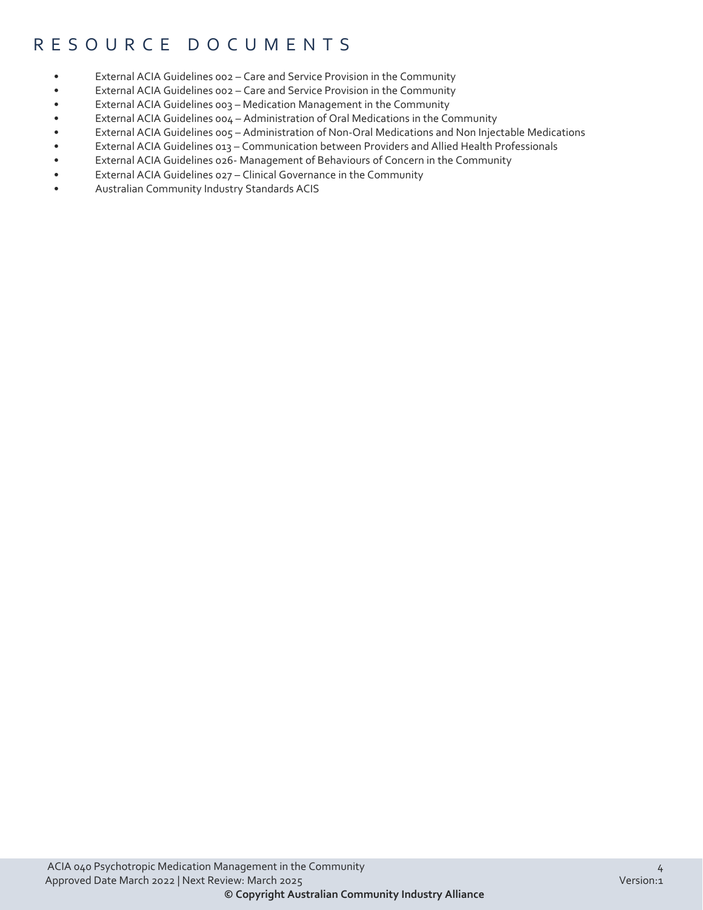# RESOURCE DOCUMENTS

- External ACIA Guidelines 002 – Care and Service Provision in the Community
- External ACIA Guidelines 002 – Care and Service Provision in the Community
- External ACIA Guidelines 003 – Medication Management in the Community
- External ACIA Guidelines 004 – Administration of Oral Medications in the Community
- External ACIA Guidelines 005 – Administration of Non-Oral Medications and Non Injectable Medications
- External ACIA Guidelines 013 – Communication between Providers and Allied Health Professionals
- External ACIA Guidelines 026- Management of Behaviours of Concern in the Community
- External ACIA Guidelines 027 – Clinical Governance in the Community
- Australian Community Industry Standards ACIS